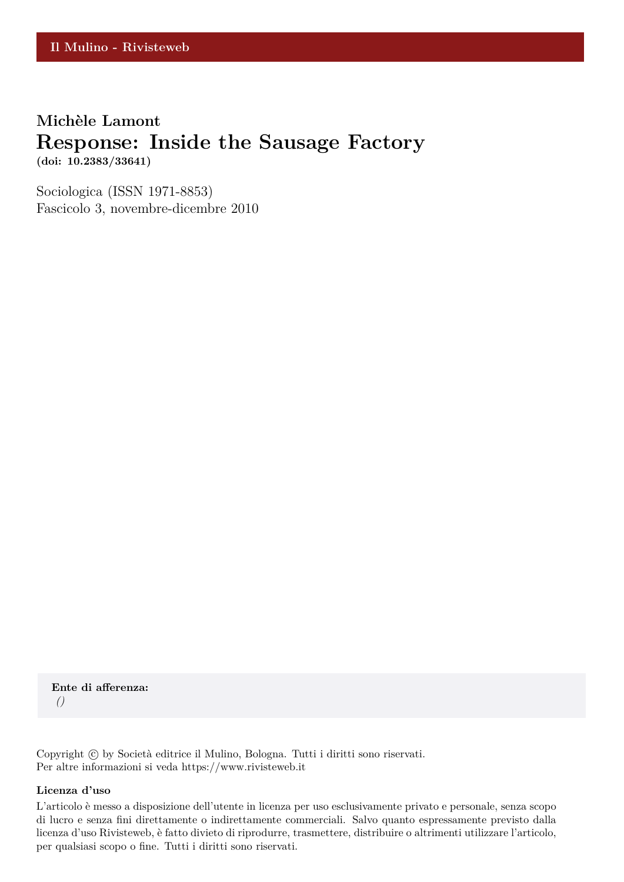Il Mulino - Rivisteweb

**Michèle Lamont**

# Response: Inside the Sausage Factory

**(doi: 10.2383/33641)**

Sociologica (ISSN 1971-8853)
Fascicolo 3, novembre-dicembre 2010

**Ente di afferenza:**
*()*

Copyright © by Società editrice il Mulino, Bologna. Tutti i diritti sono riservati.
Per altre informazioni si veda https://www.rivisteweb.it

**Licenza d'uso**

L'articolo è messo a disposizione dell'utente in licenza per uso esclusivamente privato e personale, senza scopo di lucro e senza fini direttamente o indirettamente commerciali. Salvo quanto espressamente previsto dalla licenza d'uso Rivisteweb, è fatto divieto di riprodurre, trasmettere, distribuire o altrimenti utilizzare l'articolo, per qualsiasi scopo o fine. Tutti i diritti sono riservati.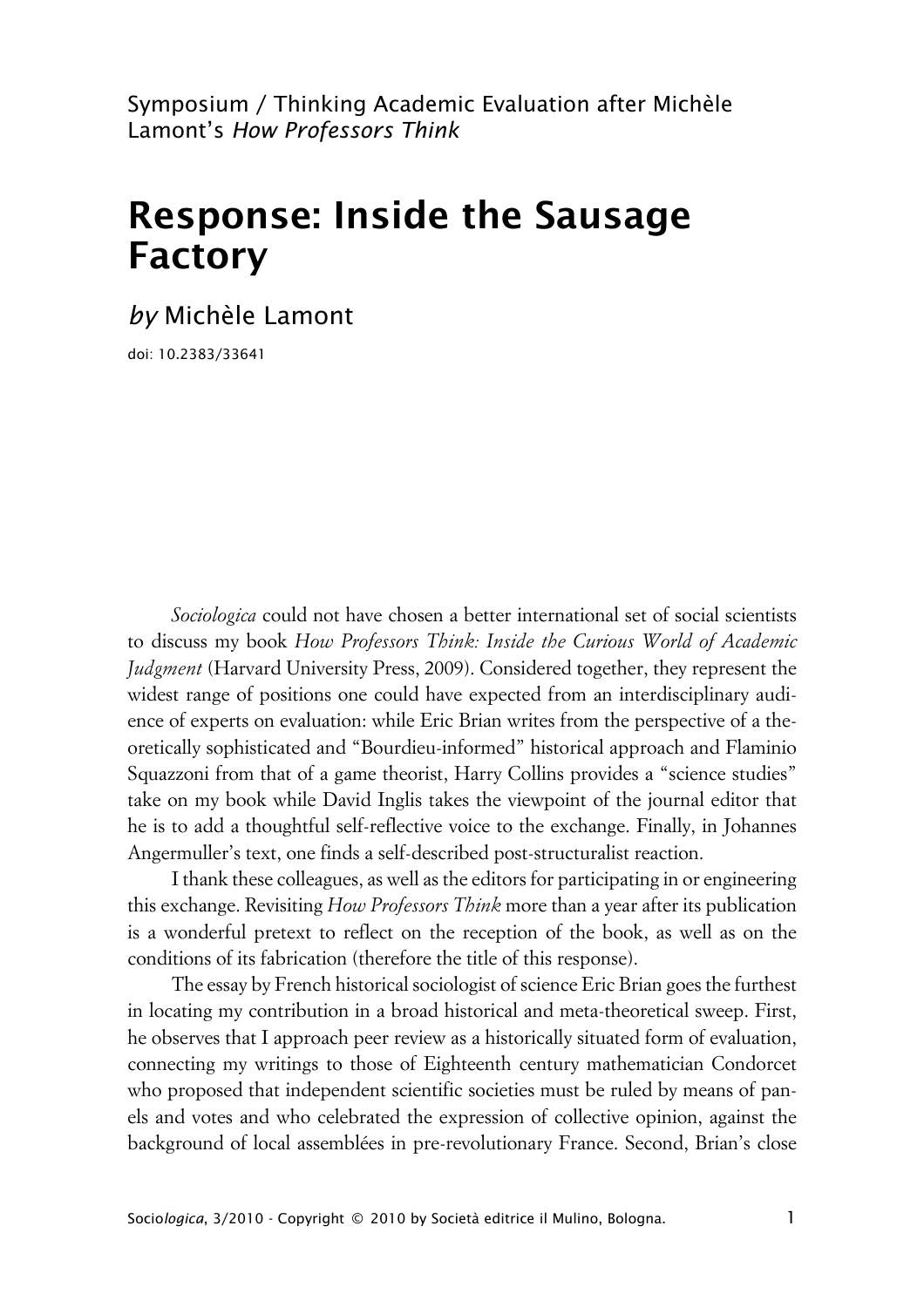Symposium / Thinking Academic Evaluation after Michèle Lamont's *How Professors Think*

# Response: Inside the Sausage Factory

*by* Michèle Lamont

doi: 10.2383/33641

*Sociologica* could not have chosen a better international set of social scientists to discuss my book *How Professors Think: Inside the Curious World of Academic Judgment* (Harvard University Press, 2009). Considered together, they represent the widest range of positions one could have expected from an interdisciplinary audience of experts on evaluation: while Eric Brian writes from the perspective of a theoretically sophisticated and "Bourdieu-informed" historical approach and Flaminio Squazzoni from that of a game theorist, Harry Collins provides a "science studies" take on my book while David Inglis takes the viewpoint of the journal editor that he is to add a thoughtful self-reflective voice to the exchange. Finally, in Johannes Angermuller's text, one finds a self-described post-structuralist reaction.

I thank these colleagues, as well as the editors for participating in or engineering this exchange. Revisiting *How Professors Think* more than a year after its publication is a wonderful pretext to reflect on the reception of the book, as well as on the conditions of its fabrication (therefore the title of this response).

The essay by French historical sociologist of science Eric Brian goes the furthest in locating my contribution in a broad historical and meta-theoretical sweep. First, he observes that I approach peer review as a historically situated form of evaluation, connecting my writings to those of Eighteenth century mathematician Condorcet who proposed that independent scientific societies must be ruled by means of panels and votes and who celebrated the expression of collective opinion, against the background of local assemblées in pre-revolutionary France. Second, Brian's close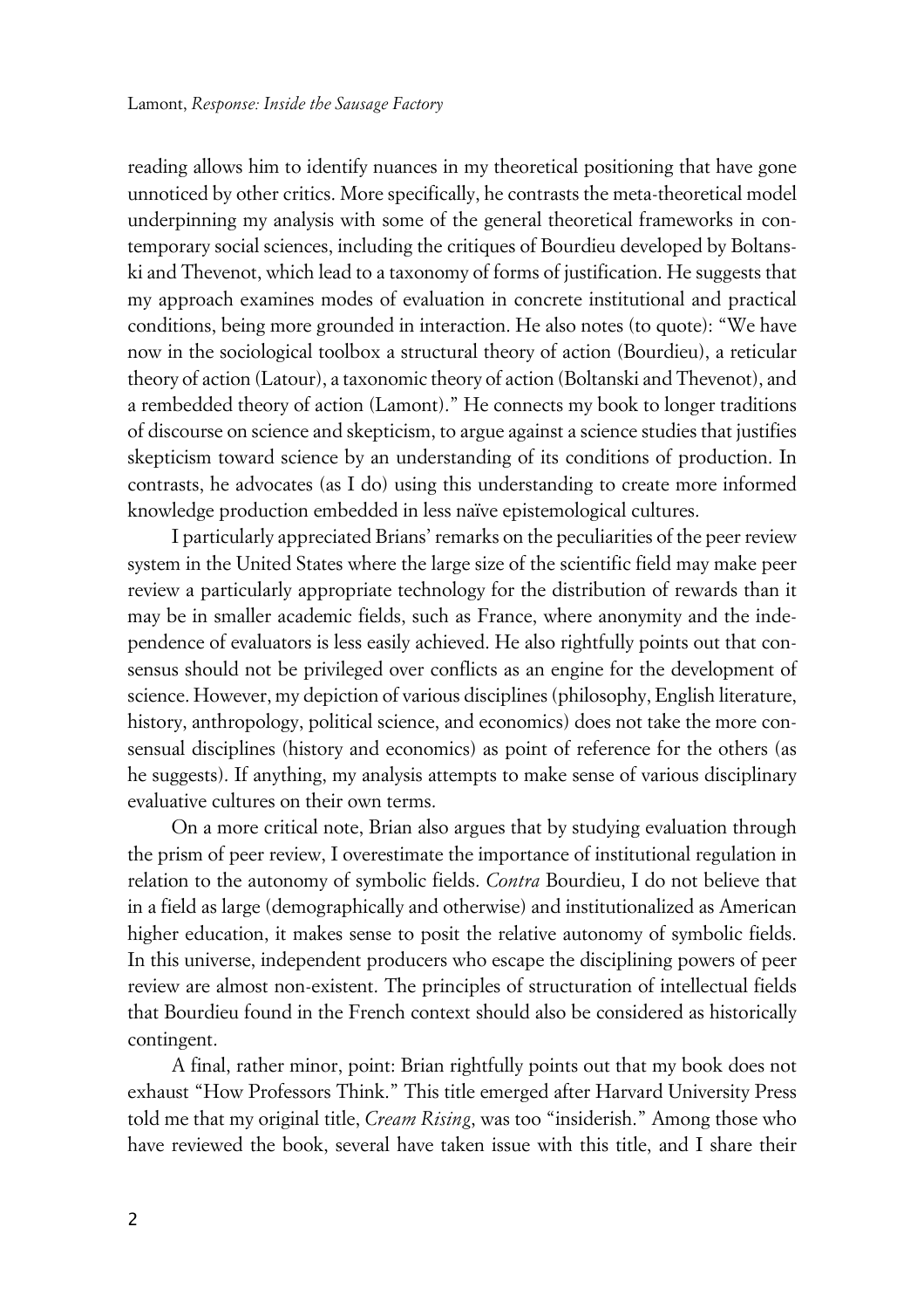reading allows him to identify nuances in my theoretical positioning that have gone unnoticed by other critics. More specifically, he contrasts the meta-theoretical model underpinning my analysis with some of the general theoretical frameworks in contemporary social sciences, including the critiques of Bourdieu developed by Boltanski and Thevenot, which lead to a taxonomy of forms of justification. He suggests that my approach examines modes of evaluation in concrete institutional and practical conditions, being more grounded in interaction. He also notes (to quote): "We have now in the sociological toolbox a structural theory of action (Bourdieu), a reticular theory of action (Latour), a taxonomic theory of action (Boltanski and Thevenot), and a rembedded theory of action (Lamont)." He connects my book to longer traditions of discourse on science and skepticism, to argue against a science studies that justifies skepticism toward science by an understanding of its conditions of production. In contrasts, he advocates (as I do) using this understanding to create more informed knowledge production embedded in less naïve epistemological cultures.

I particularly appreciated Brians' remarks on the peculiarities of the peer review system in the United States where the large size of the scientific field may make peer review a particularly appropriate technology for the distribution of rewards than it may be in smaller academic fields, such as France, where anonymity and the independence of evaluators is less easily achieved. He also rightfully points out that consensus should not be privileged over conflicts as an engine for the development of science. However, my depiction of various disciplines (philosophy, English literature, history, anthropology, political science, and economics) does not take the more consensual disciplines (history and economics) as point of reference for the others (as he suggests). If anything, my analysis attempts to make sense of various disciplinary evaluative cultures on their own terms.

On a more critical note, Brian also argues that by studying evaluation through the prism of peer review, I overestimate the importance of institutional regulation in relation to the autonomy of symbolic fields. *Contra* Bourdieu, I do not believe that in a field as large (demographically and otherwise) and institutionalized as American higher education, it makes sense to posit the relative autonomy of symbolic fields. In this universe, independent producers who escape the disciplining powers of peer review are almost non-existent. The principles of structuration of intellectual fields that Bourdieu found in the French context should also be considered as historically contingent.

A final, rather minor, point: Brian rightfully points out that my book does not exhaust "How Professors Think." This title emerged after Harvard University Press told me that my original title, *Cream Rising*, was too "insiderish." Among those who have reviewed the book, several have taken issue with this title, and I share their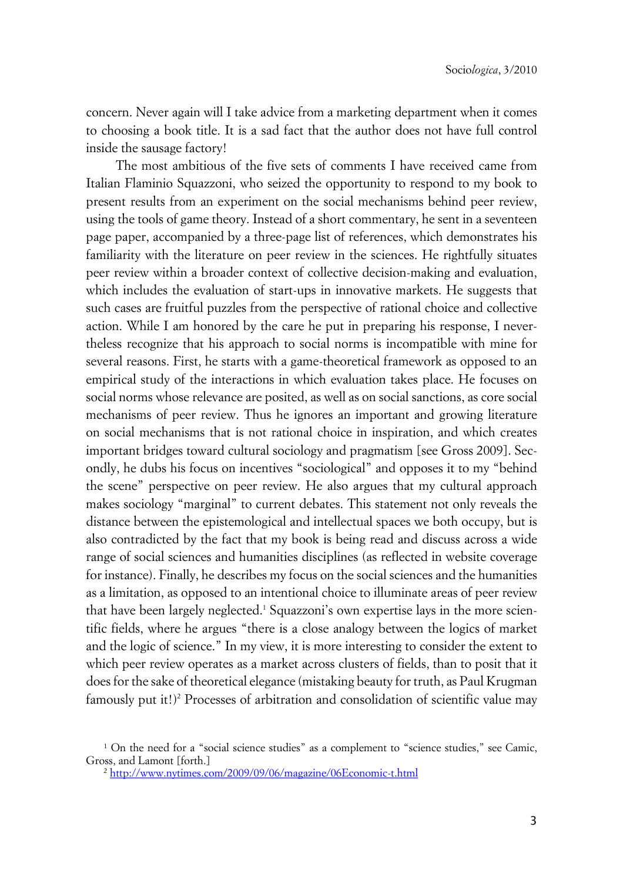concern. Never again will I take advice from a marketing department when it comes to choosing a book title. It is a sad fact that the author does not have full control inside the sausage factory!

The most ambitious of the five sets of comments I have received came from Italian Flaminio Squazzoni, who seized the opportunity to respond to my book to present results from an experiment on the social mechanisms behind peer review, using the tools of game theory. Instead of a short commentary, he sent in a seventeen page paper, accompanied by a three-page list of references, which demonstrates his familiarity with the literature on peer review in the sciences. He rightfully situates peer review within a broader context of collective decision-making and evaluation, which includes the evaluation of start-ups in innovative markets. He suggests that such cases are fruitful puzzles from the perspective of rational choice and collective action. While I am honored by the care he put in preparing his response, I nevertheless recognize that his approach to social norms is incompatible with mine for several reasons. First, he starts with a game-theoretical framework as opposed to an empirical study of the interactions in which evaluation takes place. He focuses on social norms whose relevance are posited, as well as on social sanctions, as core social mechanisms of peer review. Thus he ignores an important and growing literature on social mechanisms that is not rational choice in inspiration, and which creates important bridges toward cultural sociology and pragmatism [see Gross 2009]. Secondly, he dubs his focus on incentives "sociological" and opposes it to my "behind the scene" perspective on peer review. He also argues that my cultural approach makes sociology "marginal" to current debates. This statement not only reveals the distance between the epistemological and intellectual spaces we both occupy, but is also contradicted by the fact that my book is being read and discuss across a wide range of social sciences and humanities disciplines (as reflected in website coverage for instance). Finally, he describes my focus on the social sciences and the humanities as a limitation, as opposed to an intentional choice to illuminate areas of peer review that have been largely neglected.[1] Squazzoni's own expertise lays in the more scientific fields, where he argues "there is a close analogy between the logics of market and the logic of science." In my view, it is more interesting to consider the extent to which peer review operates as a market across clusters of fields, than to posit that it does for the sake of theoretical elegance (mistaking beauty for truth, as Paul Krugman famously put it!)[2] Processes of arbitration and consolidation of scientific value may

[1] On the need for a "social science studies" as a complement to "science studies," see Camic, Gross, and Lamont [forth.]

[2] http://www.nytimes.com/2009/09/06/magazine/06Economic-t.html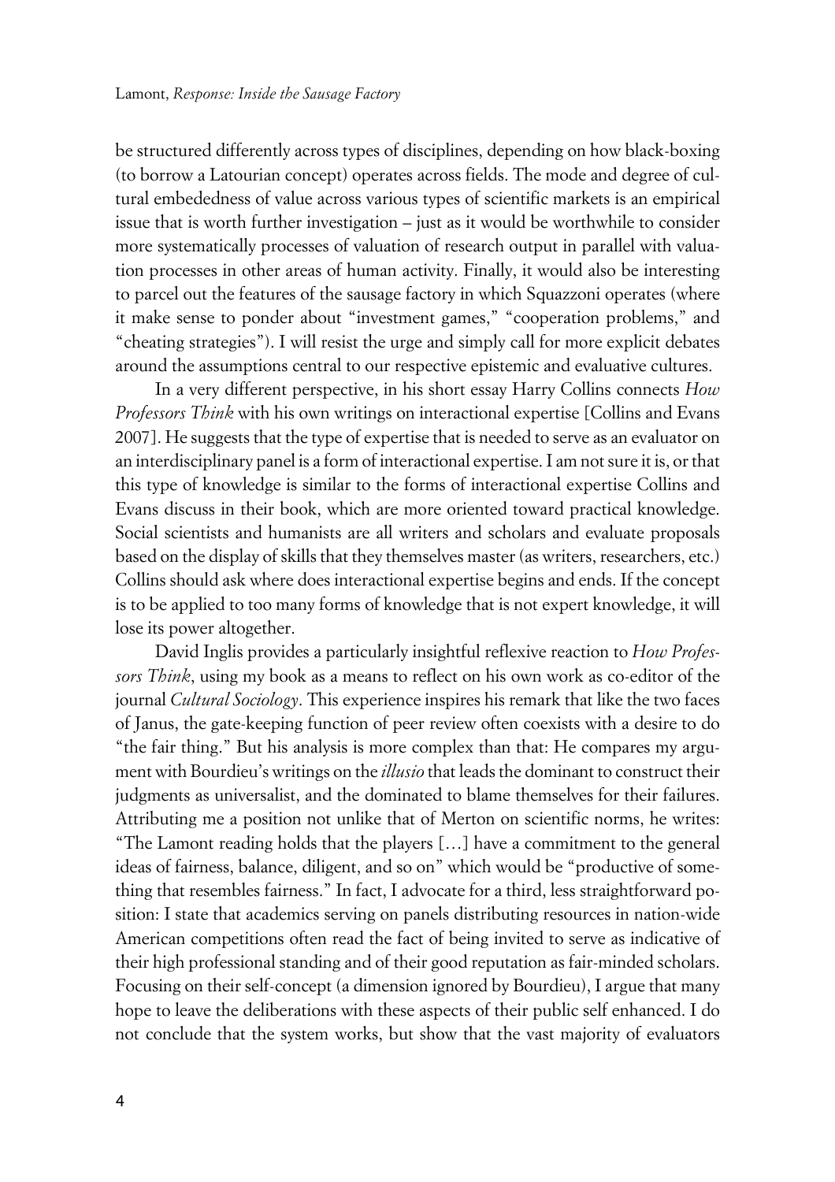be structured differently across types of disciplines, depending on how black-boxing (to borrow a Latourian concept) operates across fields. The mode and degree of cultural embededness of value across various types of scientific markets is an empirical issue that is worth further investigation – just as it would be worthwhile to consider more systematically processes of valuation of research output in parallel with valuation processes in other areas of human activity. Finally, it would also be interesting to parcel out the features of the sausage factory in which Squazzoni operates (where it make sense to ponder about "investment games," "cooperation problems," and "cheating strategies"). I will resist the urge and simply call for more explicit debates around the assumptions central to our respective epistemic and evaluative cultures.

In a very different perspective, in his short essay Harry Collins connects *How Professors Think* with his own writings on interactional expertise [Collins and Evans 2007]. He suggests that the type of expertise that is needed to serve as an evaluator on an interdisciplinary panel is a form of interactional expertise. I am not sure it is, or that this type of knowledge is similar to the forms of interactional expertise Collins and Evans discuss in their book, which are more oriented toward practical knowledge. Social scientists and humanists are all writers and scholars and evaluate proposals based on the display of skills that they themselves master (as writers, researchers, etc.) Collins should ask where does interactional expertise begins and ends. If the concept is to be applied to too many forms of knowledge that is not expert knowledge, it will lose its power altogether.

David Inglis provides a particularly insightful reflexive reaction to *How Professors Think*, using my book as a means to reflect on his own work as co-editor of the journal *Cultural Sociology*. This experience inspires his remark that like the two faces of Janus, the gate-keeping function of peer review often coexists with a desire to do "the fair thing." But his analysis is more complex than that: He compares my argument with Bourdieu's writings on the *illusio* that leads the dominant to construct their judgments as universalist, and the dominated to blame themselves for their failures. Attributing me a position not unlike that of Merton on scientific norms, he writes: "The Lamont reading holds that the players […] have a commitment to the general ideas of fairness, balance, diligent, and so on" which would be "productive of something that resembles fairness." In fact, I advocate for a third, less straightforward position: I state that academics serving on panels distributing resources in nation-wide American competitions often read the fact of being invited to serve as indicative of their high professional standing and of their good reputation as fair-minded scholars. Focusing on their self-concept (a dimension ignored by Bourdieu), I argue that many hope to leave the deliberations with these aspects of their public self enhanced. I do not conclude that the system works, but show that the vast majority of evaluators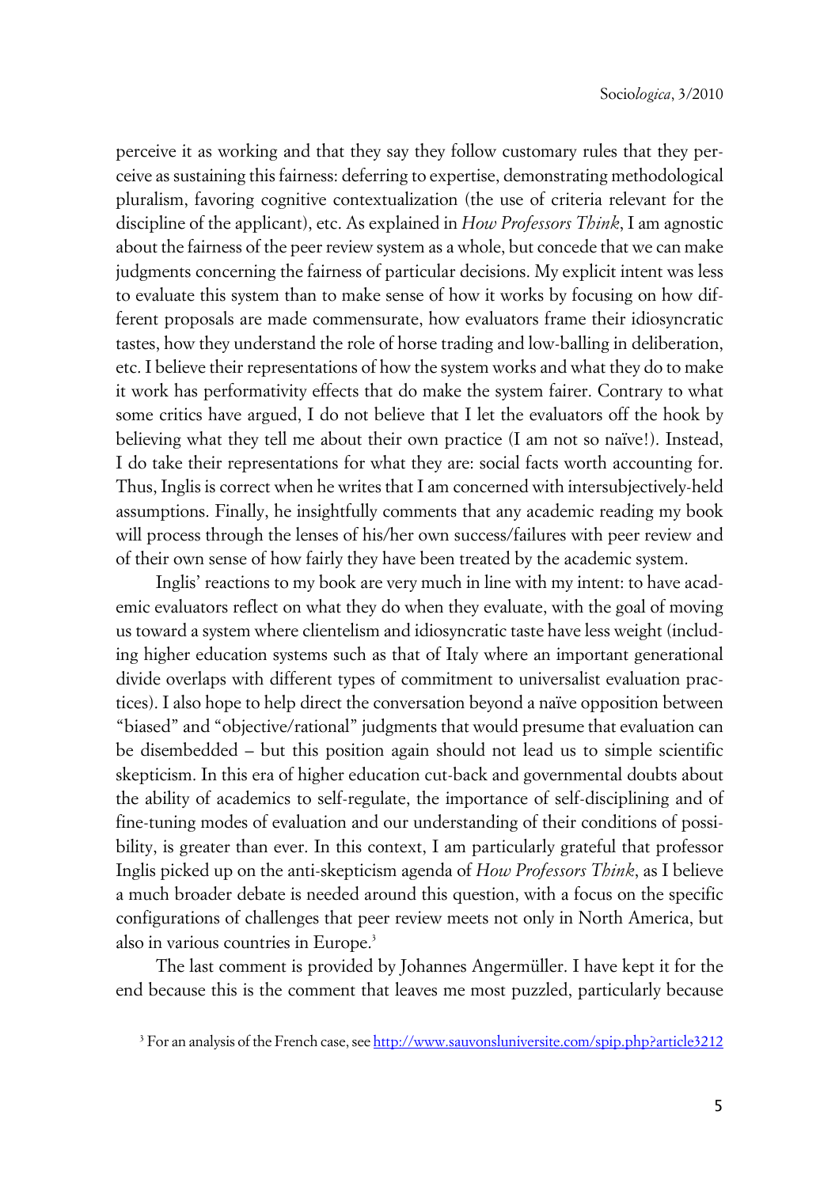perceive it as working and that they say they follow customary rules that they perceive as sustaining this fairness: deferring to expertise, demonstrating methodological pluralism, favoring cognitive contextualization (the use of criteria relevant for the discipline of the applicant), etc. As explained in *How Professors Think*, I am agnostic about the fairness of the peer review system as a whole, but concede that we can make judgments concerning the fairness of particular decisions. My explicit intent was less to evaluate this system than to make sense of how it works by focusing on how different proposals are made commensurate, how evaluators frame their idiosyncratic tastes, how they understand the role of horse trading and low-balling in deliberation, etc. I believe their representations of how the system works and what they do to make it work has performativity effects that do make the system fairer. Contrary to what some critics have argued, I do not believe that I let the evaluators off the hook by believing what they tell me about their own practice (I am not so naïve!). Instead, I do take their representations for what they are: social facts worth accounting for. Thus, Inglis is correct when he writes that I am concerned with intersubjectively-held assumptions. Finally, he insightfully comments that any academic reading my book will process through the lenses of his/her own success/failures with peer review and of their own sense of how fairly they have been treated by the academic system.

Inglis' reactions to my book are very much in line with my intent: to have academic evaluators reflect on what they do when they evaluate, with the goal of moving us toward a system where clientelism and idiosyncratic taste have less weight (including higher education systems such as that of Italy where an important generational divide overlaps with different types of commitment to universalist evaluation practices). I also hope to help direct the conversation beyond a naïve opposition between "biased" and "objective/rational" judgments that would presume that evaluation can be disembedded – but this position again should not lead us to simple scientific skepticism. In this era of higher education cut-back and governmental doubts about the ability of academics to self-regulate, the importance of self-disciplining and of fine-tuning modes of evaluation and our understanding of their conditions of possibility, is greater than ever. In this context, I am particularly grateful that professor Inglis picked up on the anti-skepticism agenda of *How Professors Think*, as I believe a much broader debate is needed around this question, with a focus on the specific configurations of challenges that peer review meets not only in North America, but also in various countries in Europe.[3]

The last comment is provided by Johannes Angermüller. I have kept it for the end because this is the comment that leaves me most puzzled, particularly because

[3] For an analysis of the French case, see http://www.sauvonsluniversite.com/spip.php?article3212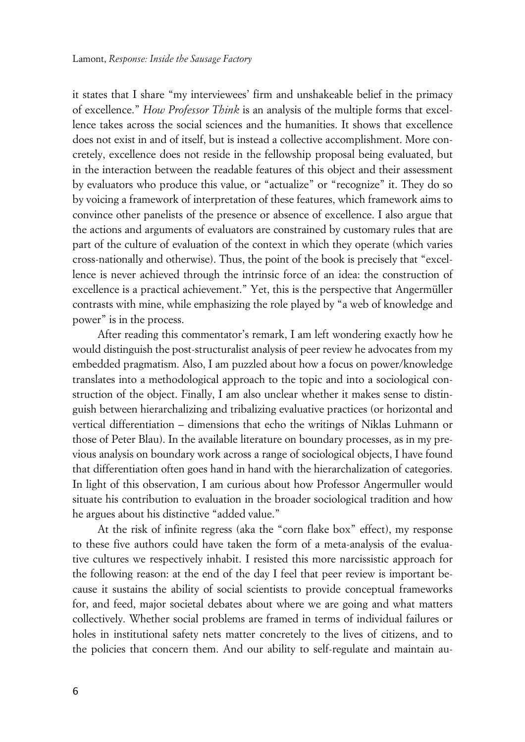it states that I share "my interviewees' firm and unshakeable belief in the primacy of excellence." *How Professor Think* is an analysis of the multiple forms that excellence takes across the social sciences and the humanities. It shows that excellence does not exist in and of itself, but is instead a collective accomplishment. More concretely, excellence does not reside in the fellowship proposal being evaluated, but in the interaction between the readable features of this object and their assessment by evaluators who produce this value, or "actualize" or "recognize" it. They do so by voicing a framework of interpretation of these features, which framework aims to convince other panelists of the presence or absence of excellence. I also argue that the actions and arguments of evaluators are constrained by customary rules that are part of the culture of evaluation of the context in which they operate (which varies cross-nationally and otherwise). Thus, the point of the book is precisely that "excellence is never achieved through the intrinsic force of an idea: the construction of excellence is a practical achievement." Yet, this is the perspective that Angermüller contrasts with mine, while emphasizing the role played by "a web of knowledge and power" is in the process.

After reading this commentator's remark, I am left wondering exactly how he would distinguish the post-structuralist analysis of peer review he advocates from my embedded pragmatism. Also, I am puzzled about how a focus on power/knowledge translates into a methodological approach to the topic and into a sociological construction of the object. Finally, I am also unclear whether it makes sense to distinguish between hierarchalizing and tribalizing evaluative practices (or horizontal and vertical differentiation – dimensions that echo the writings of Niklas Luhmann or those of Peter Blau). In the available literature on boundary processes, as in my previous analysis on boundary work across a range of sociological objects, I have found that differentiation often goes hand in hand with the hierarchalization of categories. In light of this observation, I am curious about how Professor Angermuller would situate his contribution to evaluation in the broader sociological tradition and how he argues about his distinctive "added value."

At the risk of infinite regress (aka the "corn flake box" effect), my response to these five authors could have taken the form of a meta-analysis of the evaluative cultures we respectively inhabit. I resisted this more narcissistic approach for the following reason: at the end of the day I feel that peer review is important because it sustains the ability of social scientists to provide conceptual frameworks for, and feed, major societal debates about where we are going and what matters collectively. Whether social problems are framed in terms of individual failures or holes in institutional safety nets matter concretely to the lives of citizens, and to the policies that concern them. And our ability to self-regulate and maintain au-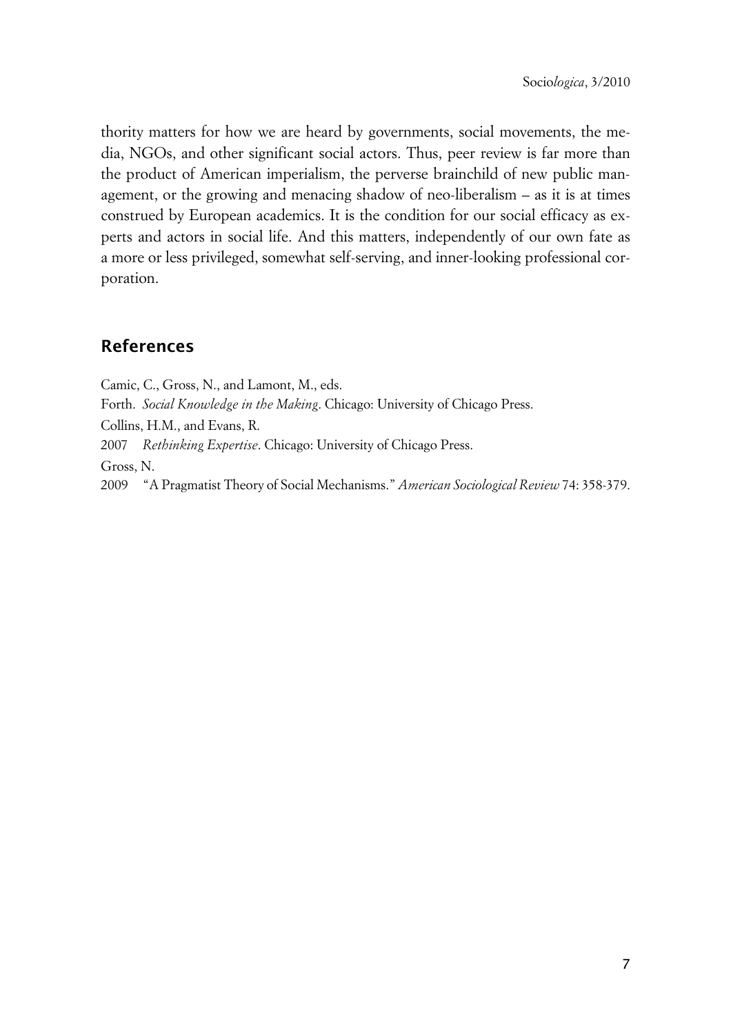thority matters for how we are heard by governments, social movements, the media, NGOs, and other significant social actors. Thus, peer review is far more than the product of American imperialism, the perverse brainchild of new public management, or the growing and menacing shadow of neo-liberalism – as it is at times construed by European academics. It is the condition for our social efficacy as experts and actors in social life. And this matters, independently of our own fate as a more or less privileged, somewhat self-serving, and inner-looking professional corporation.

## References

Camic, C., Gross, N., and Lamont, M., eds.

Forth. *Social Knowledge in the Making*. Chicago: University of Chicago Press.

Collins, H.M., and Evans, R.

2007 *Rethinking Expertise*. Chicago: University of Chicago Press.

Gross, N.

2009 "A Pragmatist Theory of Social Mechanisms." *American Sociological Review* 74: 358-379.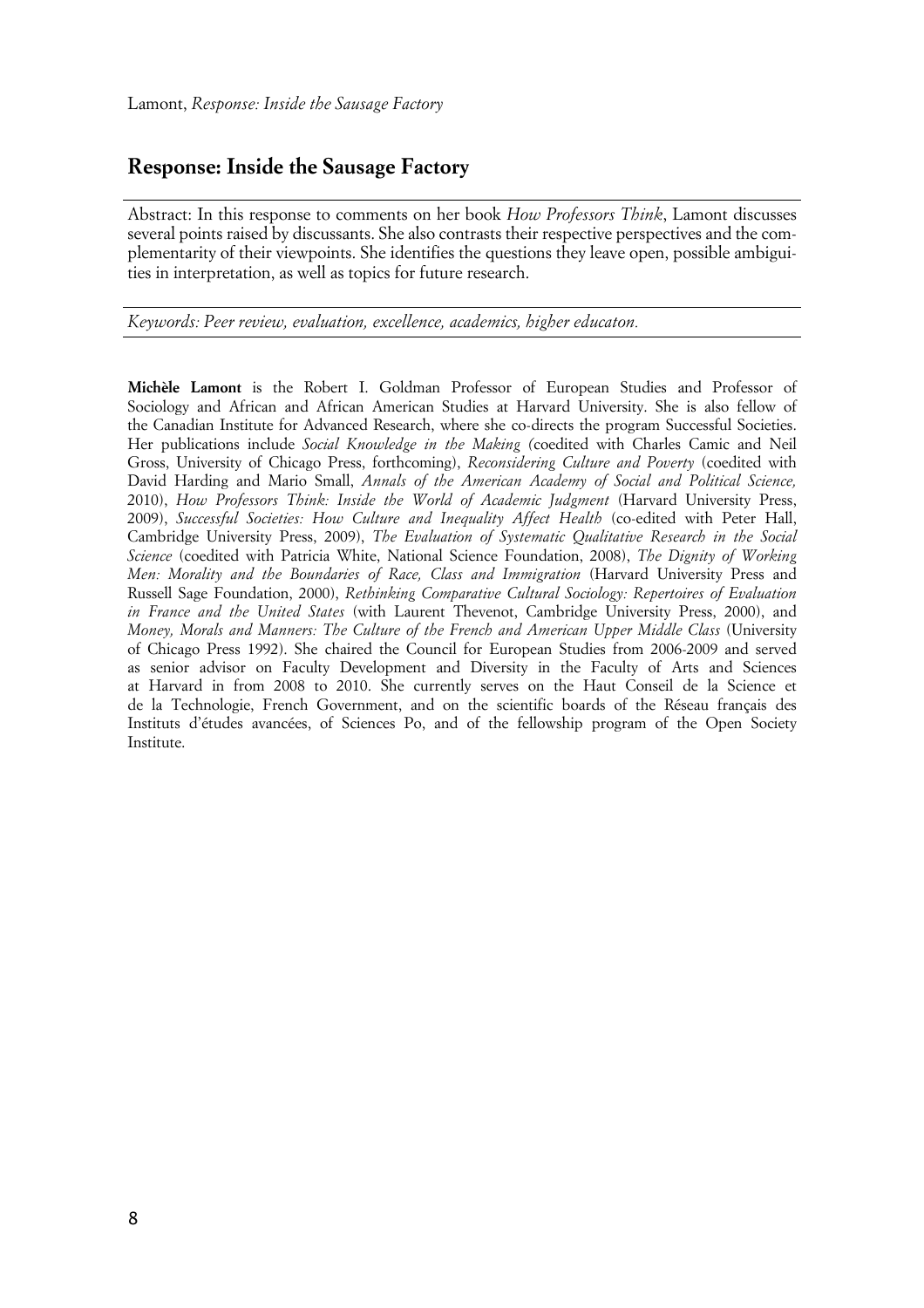## Response: Inside the Sausage Factory

Abstract: In this response to comments on her book *How Professors Think*, Lamont discusses several points raised by discussants. She also contrasts their respective perspectives and the complementarity of their viewpoints. She identifies the questions they leave open, possible ambiguities in interpretation, as well as topics for future research.

*Keywords: Peer review, evaluation, excellence, academics, higher educaton.*

**Michèle Lamont** is the Robert I. Goldman Professor of European Studies and Professor of Sociology and African and African American Studies at Harvard University. She is also fellow of the Canadian Institute for Advanced Research, where she co-directs the program Successful Societies. Her publications include *Social Knowledge in the Making (*coedited with Charles Camic and Neil Gross, University of Chicago Press, forthcoming), *Reconsidering Culture and Poverty* (coedited with David Harding and Mario Small, *Annals of the American Academy of Social and Political Science,* 2010), *How Professors Think: Inside the World of Academic Judgment* (Harvard University Press, 2009), *Successful Societies: How Culture and Inequality Affect Health* (co-edited with Peter Hall, Cambridge University Press, 2009), *The Evaluation of Systematic Qualitative Research in the Social Science* (coedited with Patricia White, National Science Foundation, 2008), *The Dignity of Working Men: Morality and the Boundaries of Race, Class and Immigration* (Harvard University Press and Russell Sage Foundation, 2000), *Rethinking Comparative Cultural Sociology: Repertoires of Evaluation in France and the United States* (with Laurent Thevenot, Cambridge University Press, 2000), and *Money, Morals and Manners: The Culture of the French and American Upper Middle Class* (University of Chicago Press 1992). She chaired the Council for European Studies from 2006-2009 and served as senior advisor on Faculty Development and Diversity in the Faculty of Arts and Sciences at Harvard in from 2008 to 2010. She currently serves on the Haut Conseil de la Science et de la Technologie, French Government, and on the scientific boards of the Réseau français des Instituts d'études avancées, of Sciences Po, and of the fellowship program of the Open Society Institute.